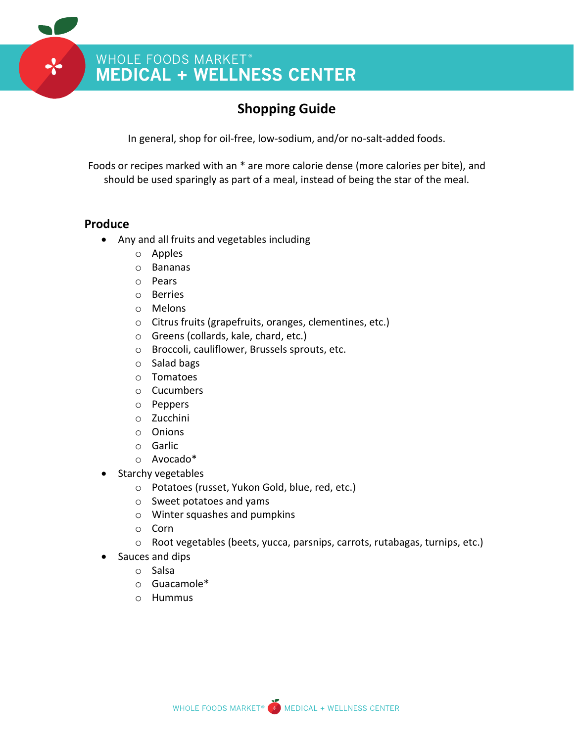# WHOLE FOODS MARKET®
# MEDICAL + WELLNESS CENTER

## Shopping Guide

In general, shop for oil-free, low-sodium, and/or no-salt-added foods.

Foods or recipes marked with an * are more calorie dense (more calories per bite), and should be used sparingly as part of a meal, instead of being the star of the meal.

### Produce

- Any and all fruits and vegetables including
  - Apples
  - Bananas
  - Pears
  - Berries
  - Melons
  - Citrus fruits (grapefruits, oranges, clementines, etc.)
  - Greens (collards, kale, chard, etc.)
  - Broccoli, cauliflower, Brussels sprouts, etc.
  - Salad bags
  - Tomatoes
  - Cucumbers
  - Peppers
  - Zucchini
  - Onions
  - Garlic
  - Avocado*
- Starchy vegetables
  - Potatoes (russet, Yukon Gold, blue, red, etc.)
  - Sweet potatoes and yams
  - Winter squashes and pumpkins
  - Corn
  - Root vegetables (beets, yucca, parsnips, carrots, rutabagas, turnips, etc.)
- Sauces and dips
  - Salsa
  - Guacamole*
  - Hummus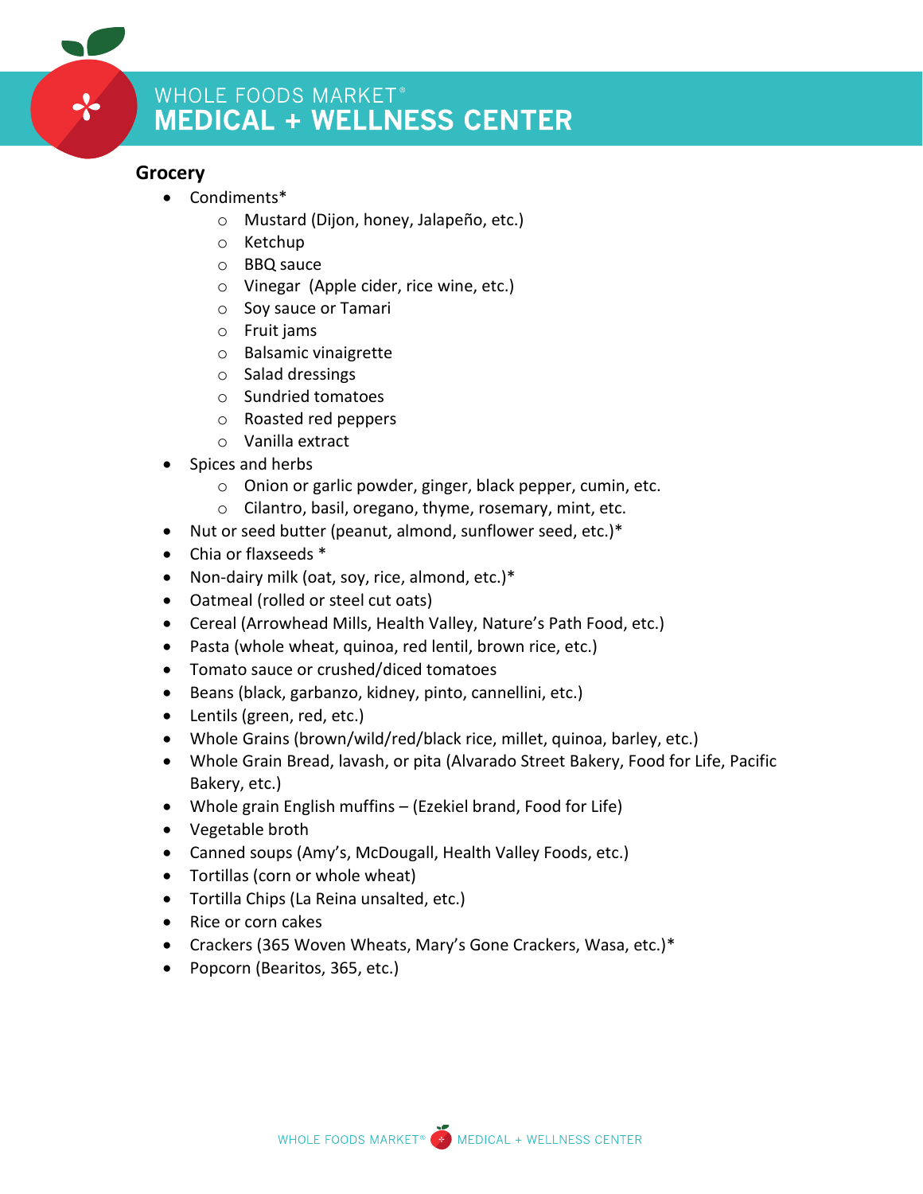## Grocery

- Condiments*
  - Mustard (Dijon, honey, Jalapeño, etc.)
  - Ketchup
  - BBQ sauce
  - Vinegar (Apple cider, rice wine, etc.)
  - Soy sauce or Tamari
  - Fruit jams
  - Balsamic vinaigrette
  - Salad dressings
  - Sundried tomatoes
  - Roasted red peppers
  - Vanilla extract
- Spices and herbs
  - Onion or garlic powder, ginger, black pepper, cumin, etc.
  - Cilantro, basil, oregano, thyme, rosemary, mint, etc.
- Nut or seed butter (peanut, almond, sunflower seed, etc.)*
- Chia or flaxseeds *
- Non-dairy milk (oat, soy, rice, almond, etc.)*
- Oatmeal (rolled or steel cut oats)
- Cereal (Arrowhead Mills, Health Valley, Nature's Path Food, etc.)
- Pasta (whole wheat, quinoa, red lentil, brown rice, etc.)
- Tomato sauce or crushed/diced tomatoes
- Beans (black, garbanzo, kidney, pinto, cannellini, etc.)
- Lentils (green, red, etc.)
- Whole Grains (brown/wild/red/black rice, millet, quinoa, barley, etc.)
- Whole Grain Bread, lavash, or pita (Alvarado Street Bakery, Food for Life, Pacific Bakery, etc.)
- Whole grain English muffins – (Ezekiel brand, Food for Life)
- Vegetable broth
- Canned soups (Amy's, McDougall, Health Valley Foods, etc.)
- Tortillas (corn or whole wheat)
- Tortilla Chips (La Reina unsalted, etc.)
- Rice or corn cakes
- Crackers (365 Woven Wheats, Mary's Gone Crackers, Wasa, etc.)*
- Popcorn (Bearitos, 365, etc.)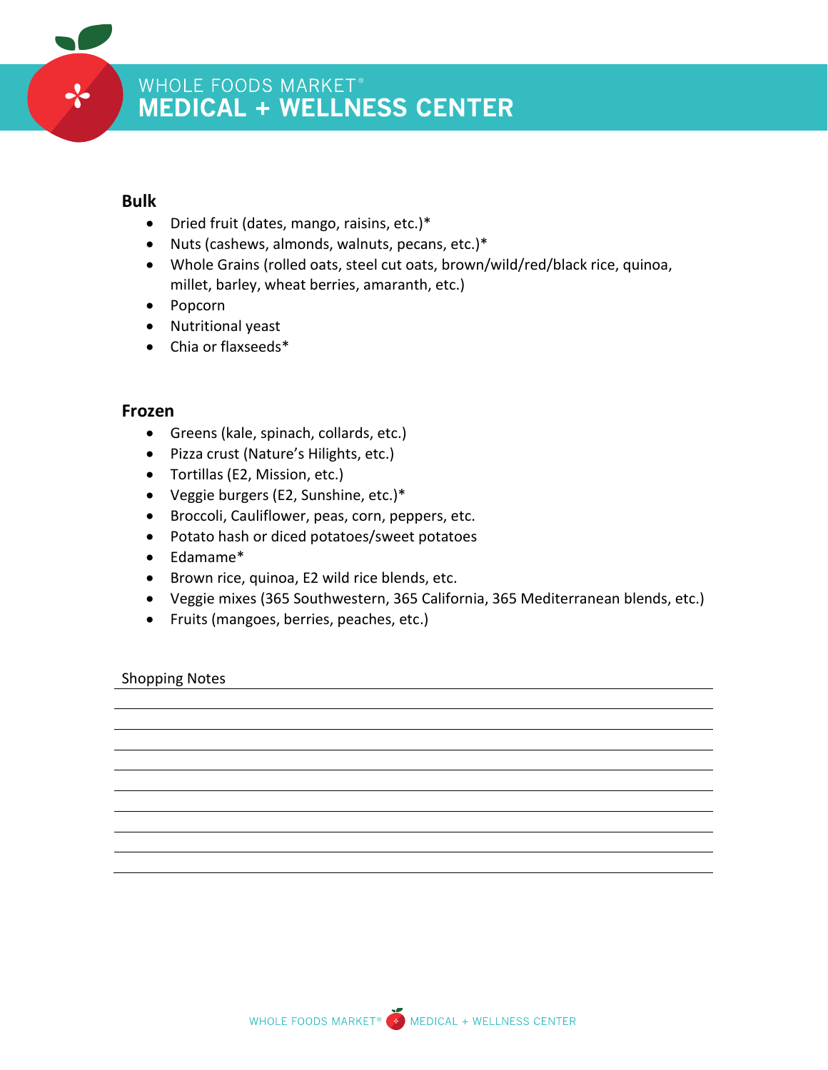### Bulk

- Dried fruit (dates, mango, raisins, etc.)*
- Nuts (cashews, almonds, walnuts, pecans, etc.)*
- Whole Grains (rolled oats, steel cut oats, brown/wild/red/black rice, quinoa, millet, barley, wheat berries, amaranth, etc.)
- Popcorn
- Nutritional yeast
- Chia or flaxseeds*

### Frozen

- Greens (kale, spinach, collards, etc.)
- Pizza crust (Nature's Hilights, etc.)
- Tortillas (E2, Mission, etc.)
- Veggie burgers (E2, Sunshine, etc.)*
- Broccoli, Cauliflower, peas, corn, peppers, etc.
- Potato hash or diced potatoes/sweet potatoes
- Edamame*
- Brown rice, quinoa, E2 wild rice blends, etc.
- Veggie mixes (365 Southwestern, 365 California, 365 Mediterranean blends, etc.)
- Fruits (mangoes, berries, peaches, etc.)

Shopping Notes

______________________________________________

______________________________________________

______________________________________________

______________________________________________

______________________________________________

______________________________________________

______________________________________________

______________________________________________

______________________________________________